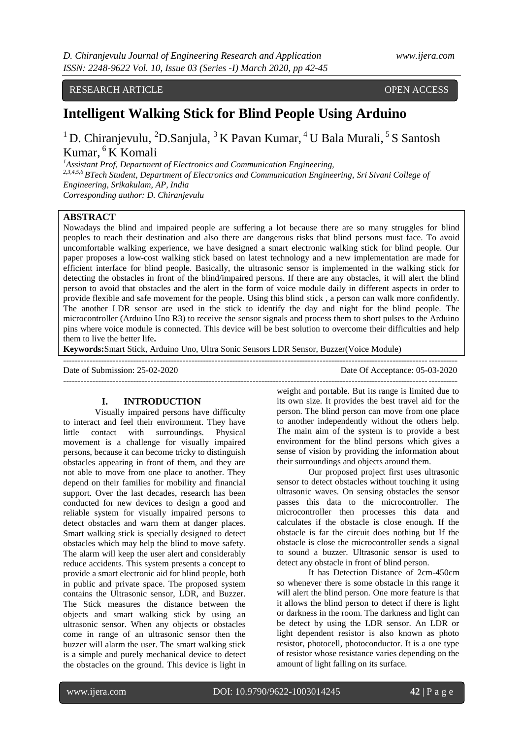RESEARCH ARTICLE OPEN ACCESS

# Intelligent Walking Stick for Blind People Using Arduino

[1] D. Chiranjevulu, [2] D.Sanjula, [3] K Pavan Kumar, [4] U Bala Murali, [5] S Santosh Kumar, [6] K Komali

*[1] Assistant Prof, Department of Electronics and Communication Engineering,*
*[2,3,4,5,6] BTech Student, Department of Electronics and Communication Engineering, Sri Sivani College of Engineering, Srikakulam, AP, India*
*Corresponding author: D. Chiranjevulu*

## ABSTRACT

Nowadays the blind and impaired people are suffering a lot because there are so many struggles for blind peoples to reach their destination and also there are dangerous risks that blind persons must face. To avoid uncomfortable walking experience, we have designed a smart electronic walking stick for blind people. Our paper proposes a low-cost walking stick based on latest technology and a new implementation are made for efficient interface for blind people. Basically, the ultrasonic sensor is implemented in the walking stick for detecting the obstacles in front of the blind/impaired persons. If there are any obstacles, it will alert the blind person to avoid that obstacles and the alert in the form of voice module daily in different aspects in order to provide flexible and safe movement for the people. Using this blind stick , a person can walk more confidently. The another LDR sensor are used in the stick to identify the day and night for the blind people. The microcontroller (Arduino Uno R3) to receive the sensor signals and process them to short pulses to the Arduino pins where voice module is connected. This device will be best solution to overcome their difficulties and help them to live the better life**.**

**Keywords:**Smart Stick, Arduino Uno, Ultra Sonic Sensors LDR Sensor, Buzzer(Voice Module)

---

Date of Submission: 25-02-2020 Date Of Acceptance: 05-03-2020

---

## I. INTRODUCTION

Visually impaired persons have difficulty to interact and feel their environment. They have little contact with surroundings. Physical movement is a challenge for visually impaired persons, because it can become tricky to distinguish obstacles appearing in front of them, and they are not able to move from one place to another. They depend on their families for mobility and financial support. Over the last decades, research has been conducted for new devices to design a good and reliable system for visually impaired persons to detect obstacles and warn them at danger places. Smart walking stick is specially designed to detect obstacles which may help the blind to move safety. The alarm will keep the user alert and considerably reduce accidents. This system presents a concept to provide a smart electronic aid for blind people, both in public and private space. The proposed system contains the Ultrasonic sensor, LDR, and Buzzer. The Stick measures the distance between the objects and smart walking stick by using an ultrasonic sensor. When any objects or obstacles come in range of an ultrasonic sensor then the buzzer will alarm the user. The smart walking stick is a simple and purely mechanical device to detect the obstacles on the ground. This device is light in weight and portable. But its range is limited due to its own size. It provides the best travel aid for the person. The blind person can move from one place to another independently without the others help. The main aim of the system is to provide a best environment for the blind persons which gives a sense of vision by providing the information about their surroundings and objects around them.

Our proposed project first uses ultrasonic sensor to detect obstacles without touching it using ultrasonic waves. On sensing obstacles the sensor passes this data to the microcontroller. The microcontroller then processes this data and calculates if the obstacle is close enough. If the obstacle is far the circuit does nothing but If the obstacle is close the microcontroller sends a signal to sound a buzzer. Ultrasonic sensor is used to detect any obstacle in front of blind person.

It has Detection Distance of 2cm-450cm so whenever there is some obstacle in this range it will alert the blind person. One more feature is that it allows the blind person to detect if there is light or darkness in the room. The darkness and light can be detect by using the LDR sensor. An LDR or light dependent resistor is also known as photo resistor, photocell, photoconductor. It is a one type of resistor whose resistance varies depending on the amount of light falling on its surface.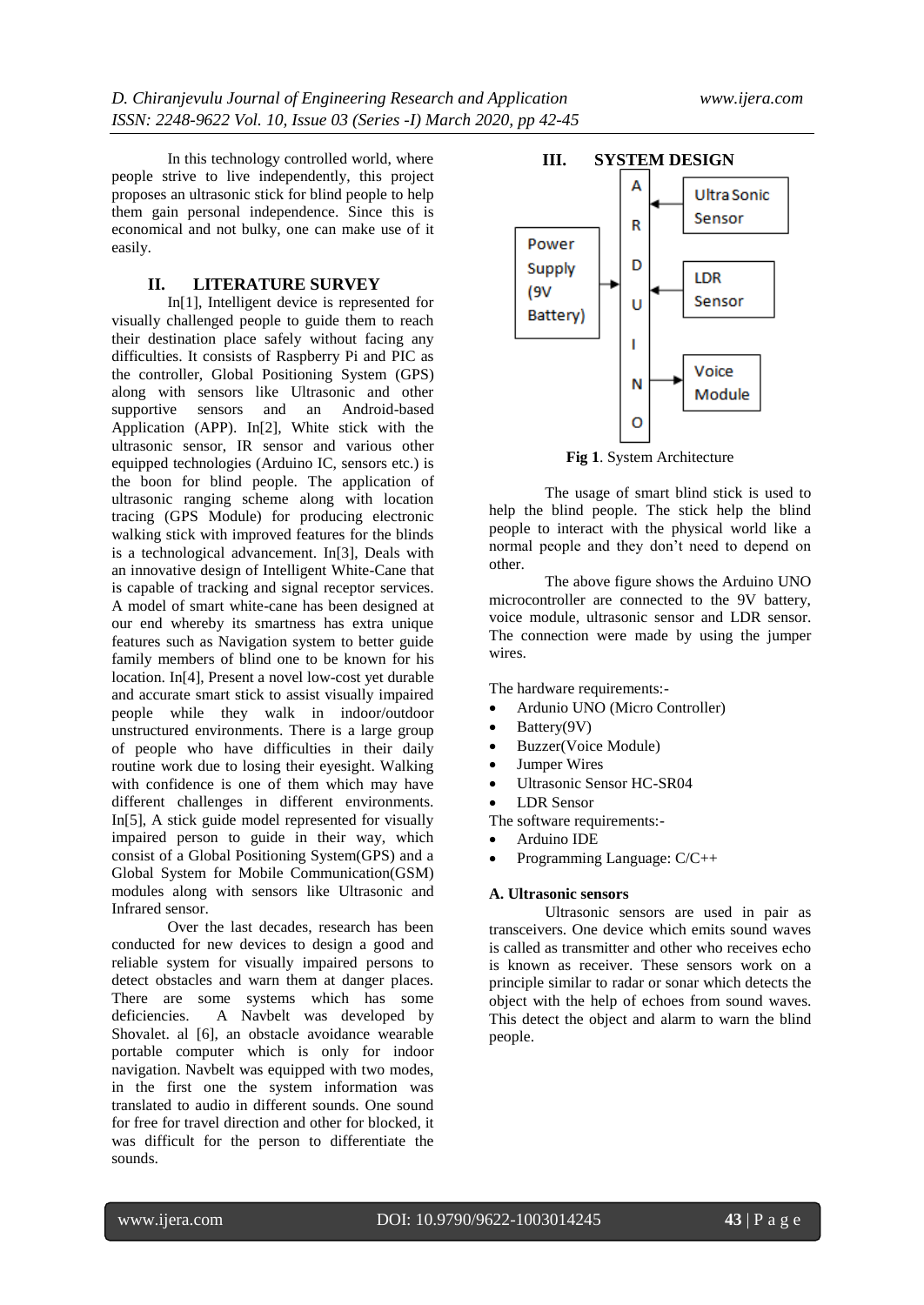In this technology controlled world, where people strive to live independently, this project proposes an ultrasonic stick for blind people to help them gain personal independence. Since this is economical and not bulky, one can make use of it easily.

## II. LITERATURE SURVEY

In[1], Intelligent device is represented for visually challenged people to guide them to reach their destination place safely without facing any difficulties. It consists of Raspberry Pi and PIC as the controller, Global Positioning System (GPS) along with sensors like Ultrasonic and other supportive sensors and an Android-based Application (APP). In[2], White stick with the ultrasonic sensor, IR sensor and various other equipped technologies (Arduino IC, sensors etc.) is the boon for blind people. The application of ultrasonic ranging scheme along with location tracing (GPS Module) for producing electronic walking stick with improved features for the blinds is a technological advancement. In[3], Deals with an innovative design of Intelligent White-Cane that is capable of tracking and signal receptor services. A model of smart white-cane has been designed at our end whereby its smartness has extra unique features such as Navigation system to better guide family members of blind one to be known for his location. In[4], Present a novel low-cost yet durable and accurate smart stick to assist visually impaired people while they walk in indoor/outdoor unstructured environments. There is a large group of people who have difficulties in their daily routine work due to losing their eyesight. Walking with confidence is one of them which may have different challenges in different environments. In[5], A stick guide model represented for visually impaired person to guide in their way, which consist of a Global Positioning System(GPS) and a Global System for Mobile Communication(GSM) modules along with sensors like Ultrasonic and Infrared sensor.

Over the last decades, research has been conducted for new devices to design a good and reliable system for visually impaired persons to detect obstacles and warn them at danger places. There are some systems which has some deficiencies. A Navbelt was developed by Shovalet. al [6], an obstacle avoidance wearable portable computer which is only for indoor navigation. Navbelt was equipped with two modes, in the first one the system information was translated to audio in different sounds. One sound for free for travel direction and other for blocked, it was difficult for the person to differentiate the sounds.

## III. SYSTEM DESIGN

**Fig 1**. System Architecture

The usage of smart blind stick is used to help the blind people. The stick help the blind people to interact with the physical world like a normal people and they don't need to depend on other.

The above figure shows the Arduino UNO microcontroller are connected to the 9V battery, voice module, ultrasonic sensor and LDR sensor. The connection were made by using the jumper wires.

The hardware requirements:-

- Ardunio UNO (Micro Controller)
- Battery(9V)
- Buzzer(Voice Module)
- Jumper Wires
- Ultrasonic Sensor HC-SR04
- LDR Sensor

The software requirements:-

- Arduino IDE
- Programming Language: C/C++

### A. Ultrasonic sensors

Ultrasonic sensors are used in pair as transceivers. One device which emits sound waves is called as transmitter and other who receives echo is known as receiver. These sensors work on a principle similar to radar or sonar which detects the object with the help of echoes from sound waves. This detect the object and alarm to warn the blind people.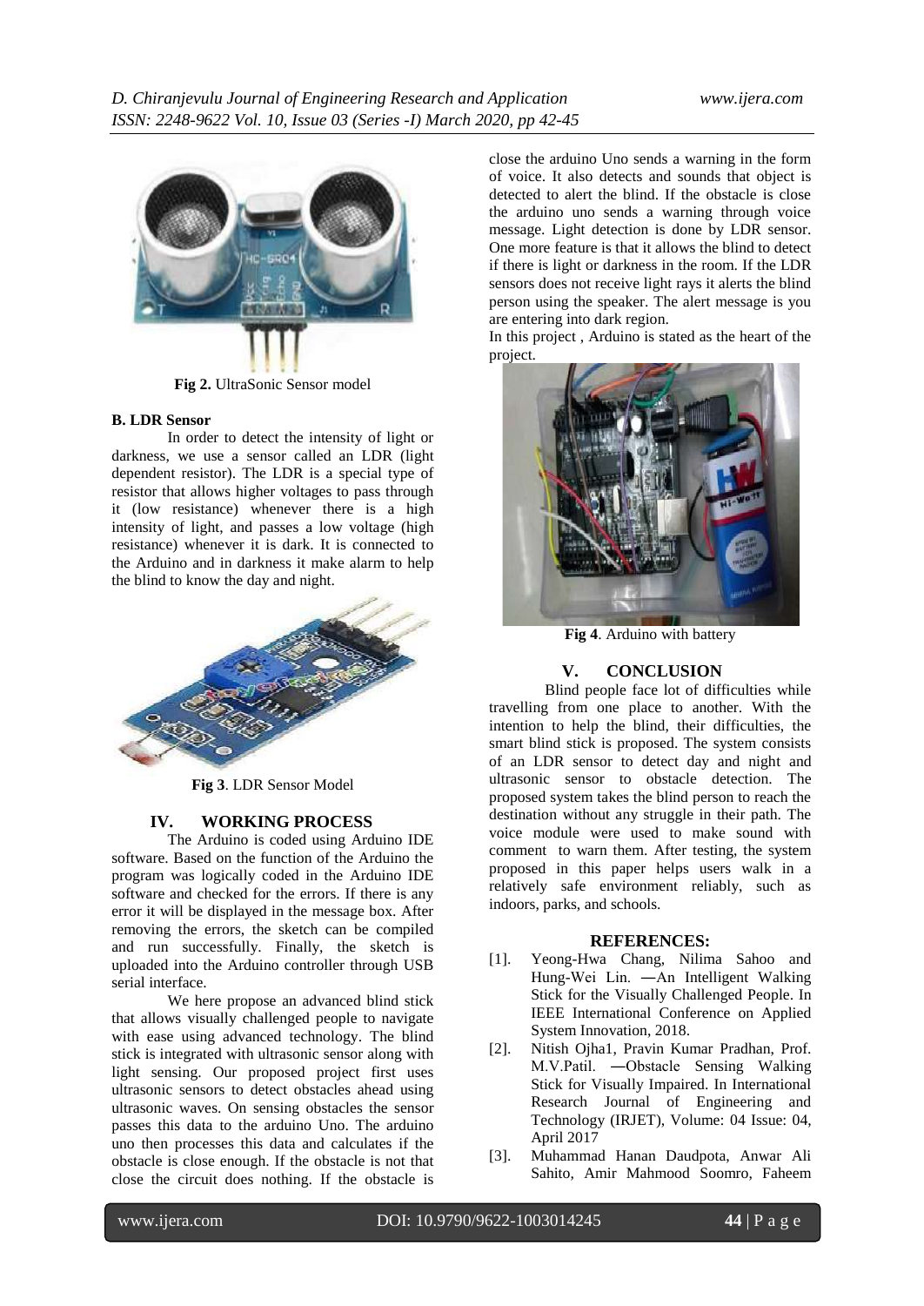**Fig 2.** UltraSonic Sensor model

#### B. LDR Sensor

In order to detect the intensity of light or darkness, we use a sensor called an LDR (light dependent resistor). The LDR is a special type of resistor that allows higher voltages to pass through it (low resistance) whenever there is a high intensity of light, and passes a low voltage (high resistance) whenever it is dark. It is connected to the Arduino and in darkness it make alarm to help the blind to know the day and night.

**Fig 3**. LDR Sensor Model

## IV. WORKING PROCESS

The Arduino is coded using Arduino IDE software. Based on the function of the Arduino the program was logically coded in the Arduino IDE software and checked for the errors. If there is any error it will be displayed in the message box. After removing the errors, the sketch can be compiled and run successfully. Finally, the sketch is uploaded into the Arduino controller through USB serial interface.

We here propose an advanced blind stick that allows visually challenged people to navigate with ease using advanced technology. The blind stick is integrated with ultrasonic sensor along with light sensing. Our proposed project first uses ultrasonic sensors to detect obstacles ahead using ultrasonic waves. On sensing obstacles the sensor passes this data to the arduino Uno. The arduino uno then processes this data and calculates if the obstacle is close enough. If the obstacle is not that close the circuit does nothing. If the obstacle is close the arduino Uno sends a warning in the form of voice. It also detects and sounds that object is detected to alert the blind. If the obstacle is close the arduino uno sends a warning through voice message. Light detection is done by LDR sensor. One more feature is that it allows the blind to detect if there is light or darkness in the room. If the LDR sensors does not receive light rays it alerts the blind person using the speaker. The alert message is you are entering into dark region.

In this project , Arduino is stated as the heart of the project.

**Fig 4**. Arduino with battery

## V. CONCLUSION

Blind people face lot of difficulties while travelling from one place to another. With the intention to help the blind, their difficulties, the smart blind stick is proposed. The system consists of an LDR sensor to detect day and night and ultrasonic sensor to obstacle detection. The proposed system takes the blind person to reach the destination without any struggle in their path. The voice module were used to make sound with comment to warn them. After testing, the system proposed in this paper helps users walk in a relatively safe environment reliably, such as indoors, parks, and schools.

## REFERENCES:

[1]. Yeong-Hwa Chang, Nilima Sahoo and Hung-Wei Lin. ―An Intelligent Walking Stick for the Visually Challenged People. In IEEE International Conference on Applied System Innovation, 2018.

[2]. Nitish Ojha1, Pravin Kumar Pradhan, Prof. M.V.Patil. ―Obstacle Sensing Walking Stick for Visually Impaired. In International Research Journal of Engineering and Technology (IRJET), Volume: 04 Issue: 04, April 2017

[3]. Muhammad Hanan Daudpota, Anwar Ali Sahito, Amir Mahmood Soomro, Faheem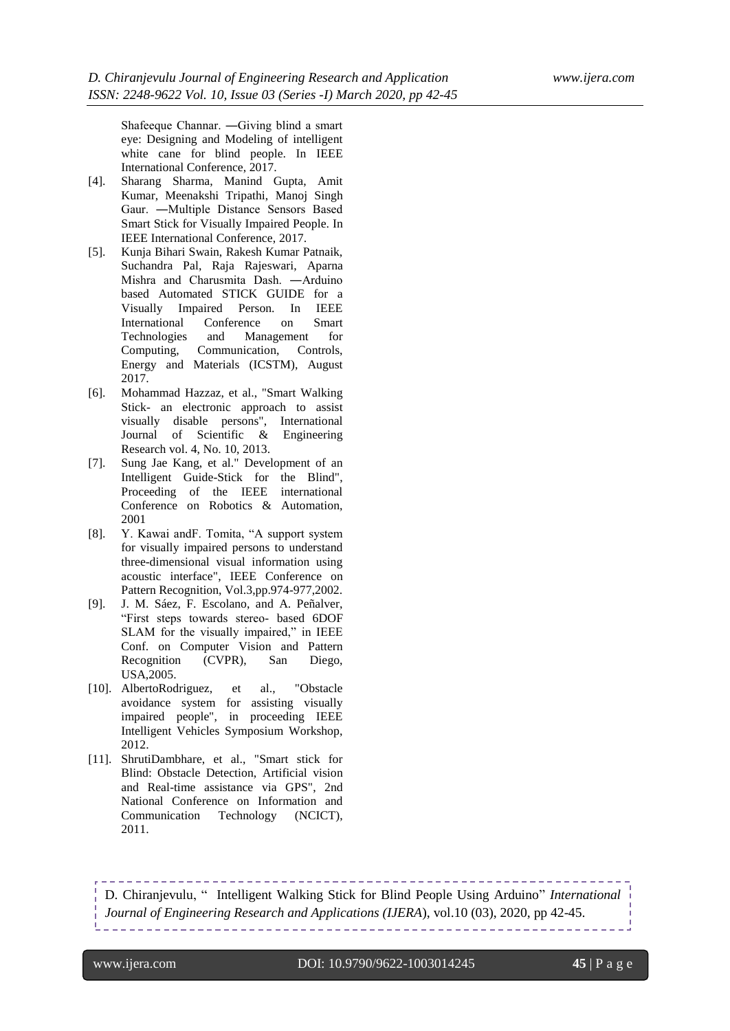Shafeeque Channar. ―Giving blind a smart eye: Designing and Modeling of intelligent white cane for blind people. In IEEE International Conference, 2017.

[4]. Sharang Sharma, Manind Gupta, Amit Kumar, Meenakshi Tripathi, Manoj Singh Gaur. ―Multiple Distance Sensors Based Smart Stick for Visually Impaired People. In IEEE International Conference, 2017.

[5]. Kunja Bihari Swain, Rakesh Kumar Patnaik, Suchandra Pal, Raja Rajeswari, Aparna Mishra and Charusmita Dash. ―Arduino based Automated STICK GUIDE for a Visually Impaired Person. In IEEE International Conference on Smart Technologies and Management for Computing, Communication, Controls, Energy and Materials (ICSTM), August 2017.

[6]. Mohammad Hazzaz, et al., "Smart Walking Stick- an electronic approach to assist visually disable persons", International Journal of Scientific & Engineering Research vol. 4, No. 10, 2013.

[7]. Sung Jae Kang, et al." Development of an Intelligent Guide-Stick for the Blind", Proceeding of the IEEE international Conference on Robotics & Automation, 2001

[8]. Y. Kawai andF. Tomita, "A support system for visually impaired persons to understand three-dimensional visual information using acoustic interface", IEEE Conference on Pattern Recognition, Vol.3,pp.974-977,2002.

[9]. J. M. Sáez, F. Escolano, and A. Peñalver, "First steps towards stereo- based 6DOF SLAM for the visually impaired," in IEEE Conf. on Computer Vision and Pattern Recognition (CVPR), San Diego, USA,2005.

[10]. AlbertoRodriguez, et al., "Obstacle avoidance system for assisting visually impaired people", in proceeding IEEE Intelligent Vehicles Symposium Workshop, 2012.

[11]. ShrutiDambhare, et al., "Smart stick for Blind: Obstacle Detection, Artificial vision and Real-time assistance via GPS", 2nd National Conference on Information and Communication Technology (NCICT), 2011.

D. Chiranjevulu, " Intelligent Walking Stick for Blind People Using Arduino" *International Journal of Engineering Research and Applications (IJERA*), vol.10 (03), 2020, pp 42-45.